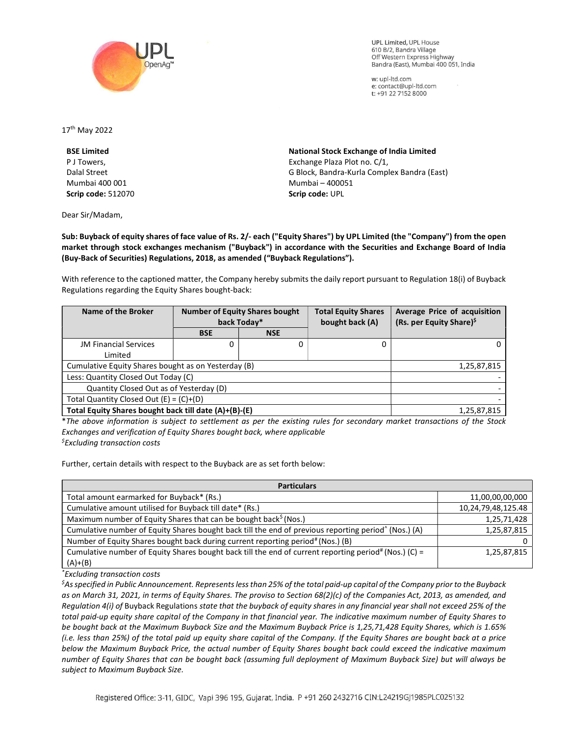UPL Limited, UPL House
610 B/2, Bandra Village
Off Western Express Highway
Bandra (East), Mumbai 400 051, India

w: upl-ltd.com
e: contact@upl-ltd.com
t: +91 22 7152 8000

17th May 2022

**BSE Limited**
P J Towers,
Dalal Street
Mumbai 400 001
**Scrip code:** 512070

**National Stock Exchange of India Limited**
Exchange Plaza Plot no. C/1,
G Block, Bandra-Kurla Complex Bandra (East)
Mumbai – 400051
**Scrip code:** UPL

Dear Sir/Madam,

**Sub: Buyback of equity shares of face value of Rs. 2/- each ("Equity Shares") by UPL Limited (the "Company") from the open market through stock exchanges mechanism ("Buyback") in accordance with the Securities and Exchange Board of India (Buy-Back of Securities) Regulations, 2018, as amended ("Buyback Regulations").**

With reference to the captioned matter, the Company hereby submits the daily report pursuant to Regulation 18(i) of Buyback Regulations regarding the Equity Shares bought-back:

| Name of the Broker | Number of Equity Shares bought back Today* | | Total Equity Shares bought back (A) | Average Price of acquisition (Rs. per Equity Share)$ |
|---|---|---|---|---|
| | BSE | NSE | | |
| JM Financial Services Limited | 0 | 0 | 0 | 0 |
| Cumulative Equity Shares bought as on Yesterday (B) | | | | 1,25,87,815 |
| Less: Quantity Closed Out Today (C) | | | | - |
| Quantity Closed Out as of Yesterday (D) | | | | - |
| Total Quantity Closed Out (E) = (C)+(D) | | | | - |
| **Total Equity Shares bought back till date (A)+(B)-(E)** | | | | 1,25,87,815 |

**The above information is subject to settlement as per the existing rules for secondary market transactions of the Stock Exchanges and verification of Equity Shares bought back, where applicable*
*$Excluding transaction costs*

Further, certain details with respect to the Buyback are as set forth below:

| Particulars | |
|---|---|
| Total amount earmarked for Buyback* (Rs.) | 11,00,00,00,000 |
| Cumulative amount utilised for Buyback till date* (Rs.) | 10,24,79,48,125.48 |
| Maximum number of Equity Shares that can be bought back$ (Nos.) | 1,25,71,428 |
| Cumulative number of Equity Shares bought back till the end of previous reporting period^ (Nos.) (A) | 1,25,87,815 |
| Number of Equity Shares bought back during current reporting period# (Nos.) (B) | 0 |
| Cumulative number of Equity Shares bought back till the end of current reporting period# (Nos.) (C) = (A)+(B) | 1,25,87,815 |

**Excluding transaction costs*
*$As specified in Public Announcement. Represents less than 25% of the total paid-up capital of the Company prior to the Buyback as on March 31, 2021, in terms of Equity Shares. The proviso to Section 68(2)(c) of the Companies Act, 2013, as amended, and Regulation 4(i) of* Buyback Regulations *state that the buyback of equity shares in any financial year shall not exceed 25% of the total paid-up equity share capital of the Company in that financial year. The indicative maximum number of Equity Shares to be bought back at the Maximum Buyback Size and the Maximum Buyback Price is 1,25,71,428 Equity Shares, which is 1.65% (i.e. less than 25%) of the total paid up equity share capital of the Company. If the Equity Shares are bought back at a price below the Maximum Buyback Price, the actual number of Equity Shares bought back could exceed the indicative maximum number of Equity Shares that can be bought back (assuming full deployment of Maximum Buyback Size) but will always be subject to Maximum Buyback Size.*

Registered Office: 3-11, GIDC, Vapi 396 195, Gujarat, India. P +91 260 2432716 CIN:L24219GJ1985PLC025132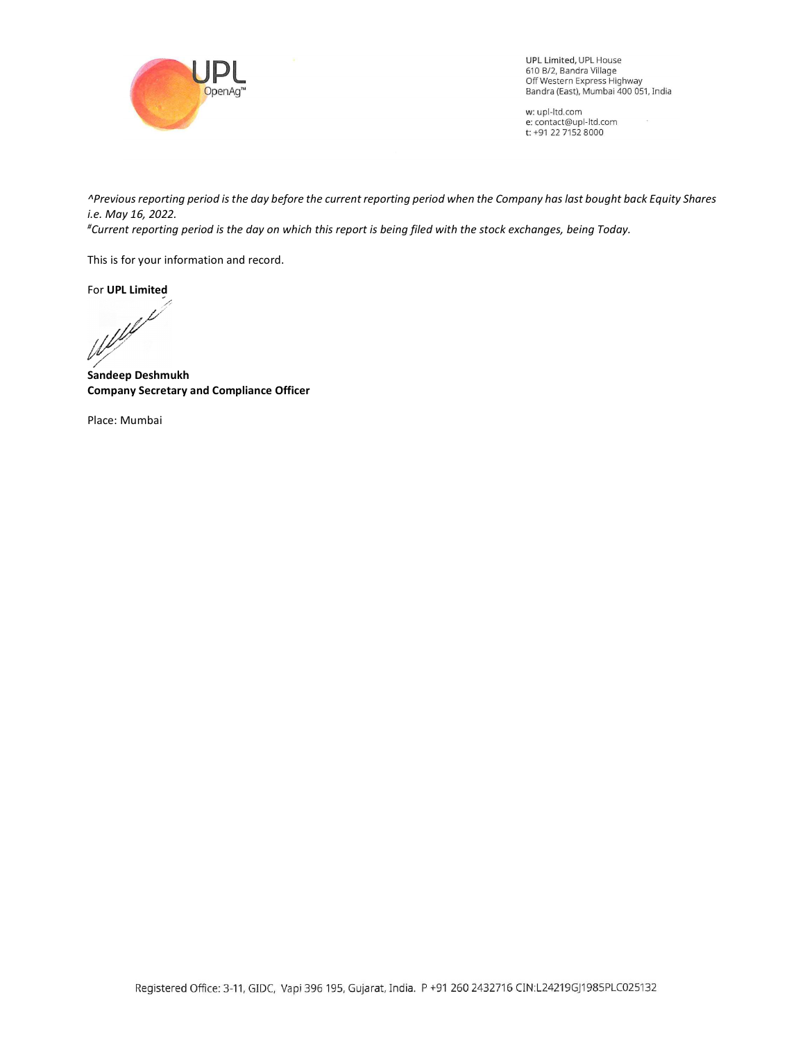*^Previous reporting period is the day before the current reporting period when the Company has last bought back Equity Shares i.e. May 16, 2022.*

*#Current reporting period is the day on which this report is being filed with the stock exchanges, being Today.*

This is for your information and record.

For **UPL Limited**

**Sandeep Deshmukh**
**Company Secretary and Compliance Officer**

Place: Mumbai